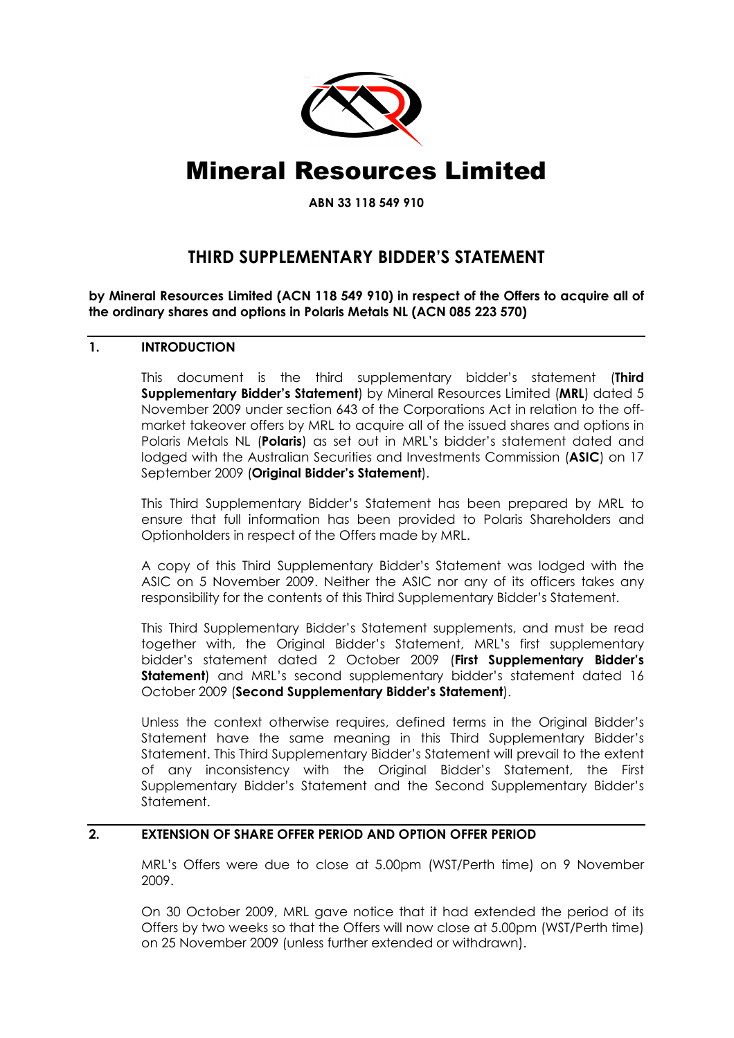# Mineral Resources Limited

**ABN 33 118 549 910**

## THIRD SUPPLEMENTARY BIDDER'S STATEMENT

**by Mineral Resources Limited (ACN 118 549 910) in respect of the Offers to acquire all of the ordinary shares and options in Polaris Metals NL (ACN 085 223 570)**

### 1. INTRODUCTION

This document is the third supplementary bidder's statement (**Third Supplementary Bidder's Statement**) by Mineral Resources Limited (**MRL**) dated 5 November 2009 under section 643 of the Corporations Act in relation to the off-market takeover offers by MRL to acquire all of the issued shares and options in Polaris Metals NL (**Polaris**) as set out in MRL's bidder's statement dated and lodged with the Australian Securities and Investments Commission (**ASIC**) on 17 September 2009 (**Original Bidder's Statement**).

This Third Supplementary Bidder's Statement has been prepared by MRL to ensure that full information has been provided to Polaris Shareholders and Optionholders in respect of the Offers made by MRL.

A copy of this Third Supplementary Bidder's Statement was lodged with the ASIC on 5 November 2009. Neither the ASIC nor any of its officers takes any responsibility for the contents of this Third Supplementary Bidder's Statement.

This Third Supplementary Bidder's Statement supplements, and must be read together with, the Original Bidder's Statement, MRL's first supplementary bidder's statement dated 2 October 2009 (**First Supplementary Bidder's Statement**) and MRL's second supplementary bidder's statement dated 16 October 2009 (**Second Supplementary Bidder's Statement**).

Unless the context otherwise requires, defined terms in the Original Bidder's Statement have the same meaning in this Third Supplementary Bidder's Statement. This Third Supplementary Bidder's Statement will prevail to the extent of any inconsistency with the Original Bidder's Statement, the First Supplementary Bidder's Statement and the Second Supplementary Bidder's Statement.

### 2. EXTENSION OF SHARE OFFER PERIOD AND OPTION OFFER PERIOD

MRL's Offers were due to close at 5.00pm (WST/Perth time) on 9 November 2009.

On 30 October 2009, MRL gave notice that it had extended the period of its Offers by two weeks so that the Offers will now close at 5.00pm (WST/Perth time) on 25 November 2009 (unless further extended or withdrawn).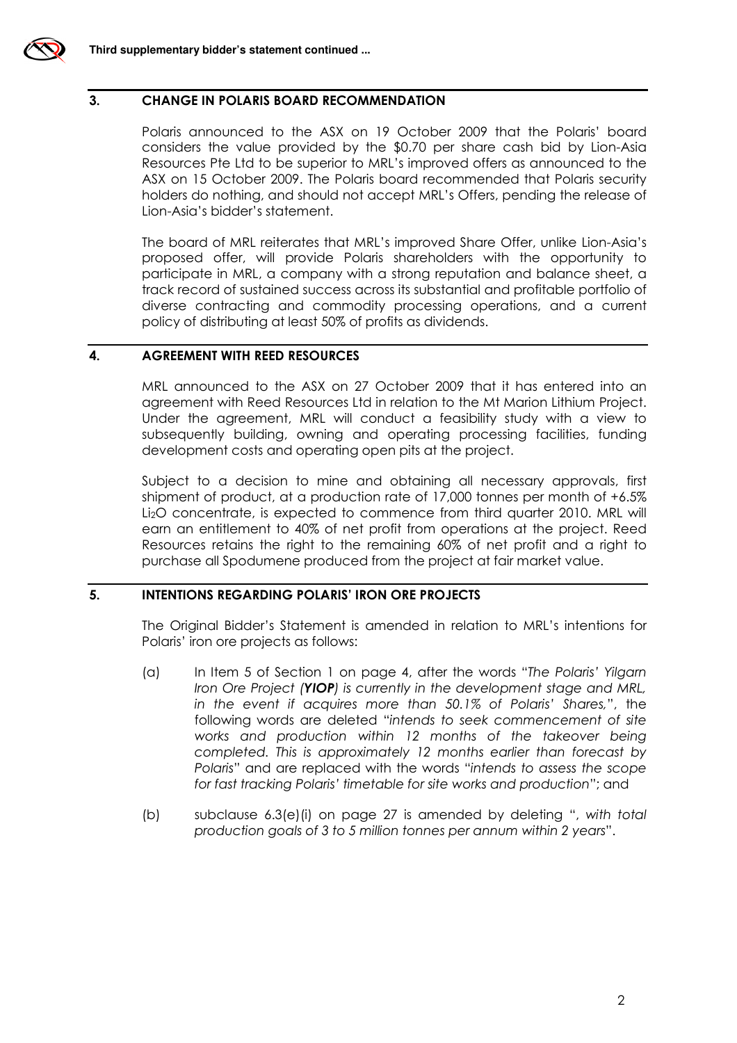## 3. CHANGE IN POLARIS BOARD RECOMMENDATION

Polaris announced to the ASX on 19 October 2009 that the Polaris' board considers the value provided by the $0.70 per share cash bid by Lion-Asia Resources Pte Ltd to be superior to MRL's improved offers as announced to the ASX on 15 October 2009. The Polaris board recommended that Polaris security holders do nothing, and should not accept MRL's Offers, pending the release of Lion-Asia's bidder's statement.

The board of MRL reiterates that MRL's improved Share Offer, unlike Lion-Asia's proposed offer, will provide Polaris shareholders with the opportunity to participate in MRL, a company with a strong reputation and balance sheet, a track record of sustained success across its substantial and profitable portfolio of diverse contracting and commodity processing operations, and a current policy of distributing at least 50% of profits as dividends.

## 4. AGREEMENT WITH REED RESOURCES

MRL announced to the ASX on 27 October 2009 that it has entered into an agreement with Reed Resources Ltd in relation to the Mt Marion Lithium Project. Under the agreement, MRL will conduct a feasibility study with a view to subsequently building, owning and operating processing facilities, funding development costs and operating open pits at the project.

Subject to a decision to mine and obtaining all necessary approvals, first shipment of product, at a production rate of 17,000 tonnes per month of +6.5% $Li_2O$ concentrate, is expected to commence from third quarter 2010. MRL will earn an entitlement to 40% of net profit from operations at the project. Reed Resources retains the right to the remaining 60% of net profit and a right to purchase all Spodumene produced from the project at fair market value.

## 5. INTENTIONS REGARDING POLARIS' IRON ORE PROJECTS

The Original Bidder's Statement is amended in relation to MRL's intentions for Polaris' iron ore projects as follows:

(a) In Item 5 of Section 1 on page 4, after the words "*The Polaris' Yilgarn Iron Ore Project (**YIOP**) is currently in the development stage and MRL, in the event if acquires more than 50.1% of Polaris' Shares,*", the following words are deleted "*intends to seek commencement of site works and production within 12 months of the takeover being completed. This is approximately 12 months earlier than forecast by Polaris*" and are replaced with the words "*intends to assess the scope for fast tracking Polaris' timetable for site works and production*"; and

(b) subclause 6.3(e)(i) on page 27 is amended by deleting "*, with total production goals of 3 to 5 million tonnes per annum within 2 years*".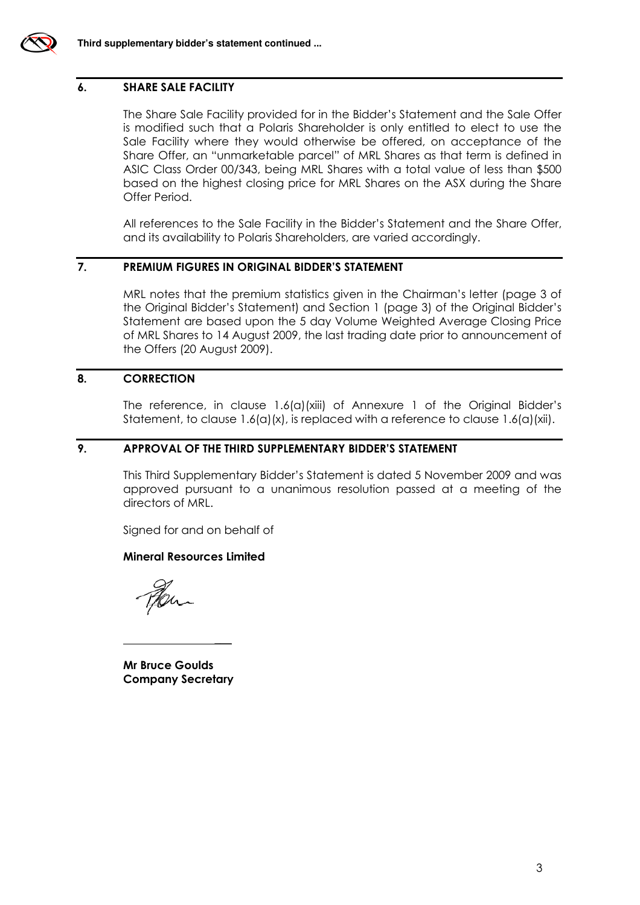## 6. SHARE SALE FACILITY

The Share Sale Facility provided for in the Bidder's Statement and the Sale Offer is modified such that a Polaris Shareholder is only entitled to elect to use the Sale Facility where they would otherwise be offered, on acceptance of the Share Offer, an "unmarketable parcel" of MRL Shares as that term is defined in ASIC Class Order 00/343, being MRL Shares with a total value of less than $500 based on the highest closing price for MRL Shares on the ASX during the Share Offer Period.

All references to the Sale Facility in the Bidder's Statement and the Share Offer, and its availability to Polaris Shareholders, are varied accordingly.

## 7. PREMIUM FIGURES IN ORIGINAL BIDDER'S STATEMENT

MRL notes that the premium statistics given in the Chairman's letter (page 3 of the Original Bidder's Statement) and Section 1 (page 3) of the Original Bidder's Statement are based upon the 5 day Volume Weighted Average Closing Price of MRL Shares to 14 August 2009, the last trading date prior to announcement of the Offers (20 August 2009).

## 8. CORRECTION

The reference, in clause 1.6(a)(xiii) of Annexure 1 of the Original Bidder's Statement, to clause 1.6(a)(x), is replaced with a reference to clause 1.6(a)(xii).

## 9. APPROVAL OF THE THIRD SUPPLEMENTARY BIDDER'S STATEMENT

This Third Supplementary Bidder's Statement is dated 5 November 2009 and was approved pursuant to a unanimous resolution passed at a meeting of the directors of MRL.

Signed for and on behalf of

**Mineral Resources Limited**

**Mr Bruce Goulds**
**Company Secretary**